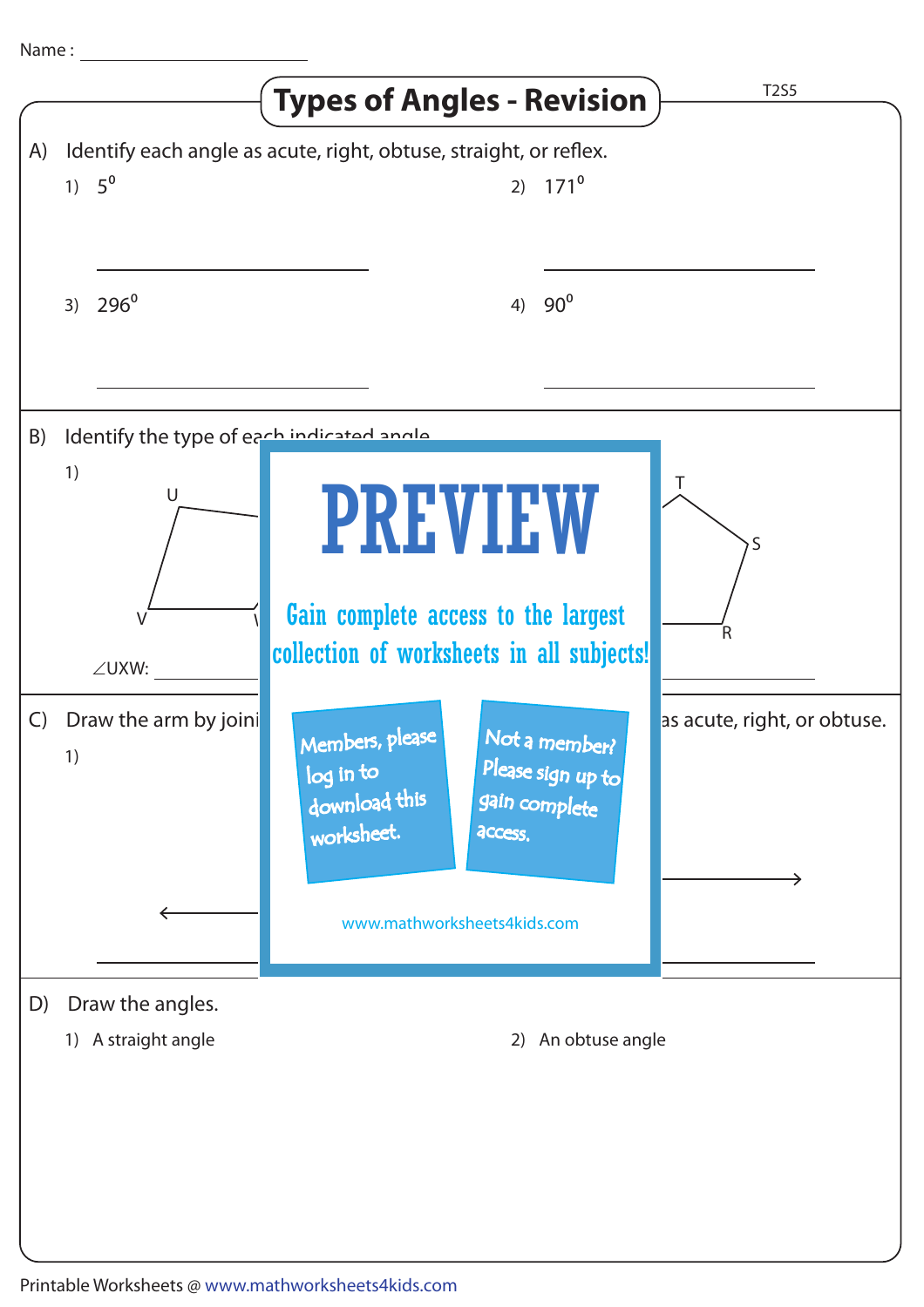Name : ____________________

# Types of Angles - Revision

T2S5

A) Identify each angle as acute, right, obtuse, straight, or reflex.

1) $5^0$ ____________________

2) $171^0$ ____________________

3) $296^0$ ____________________

4) $90^0$ ____________________

B) Identify the type of each indicated angle.

1)

U

V

$\angle$UXW: ____________________

T

S

R

C) Draw the arm by joini ... as acute, right, or obtuse.

1)

PREVIEW

Gain complete access to the largest collection of worksheets in all subjects!

Members, please log in to download this worksheet.

Not a member? Please sign up to gain complete access.

www.mathworksheets4kids.com

D) Draw the angles.

1) A straight angle

2) An obtuse angle

Printable Worksheets @ www.mathworksheets4kids.com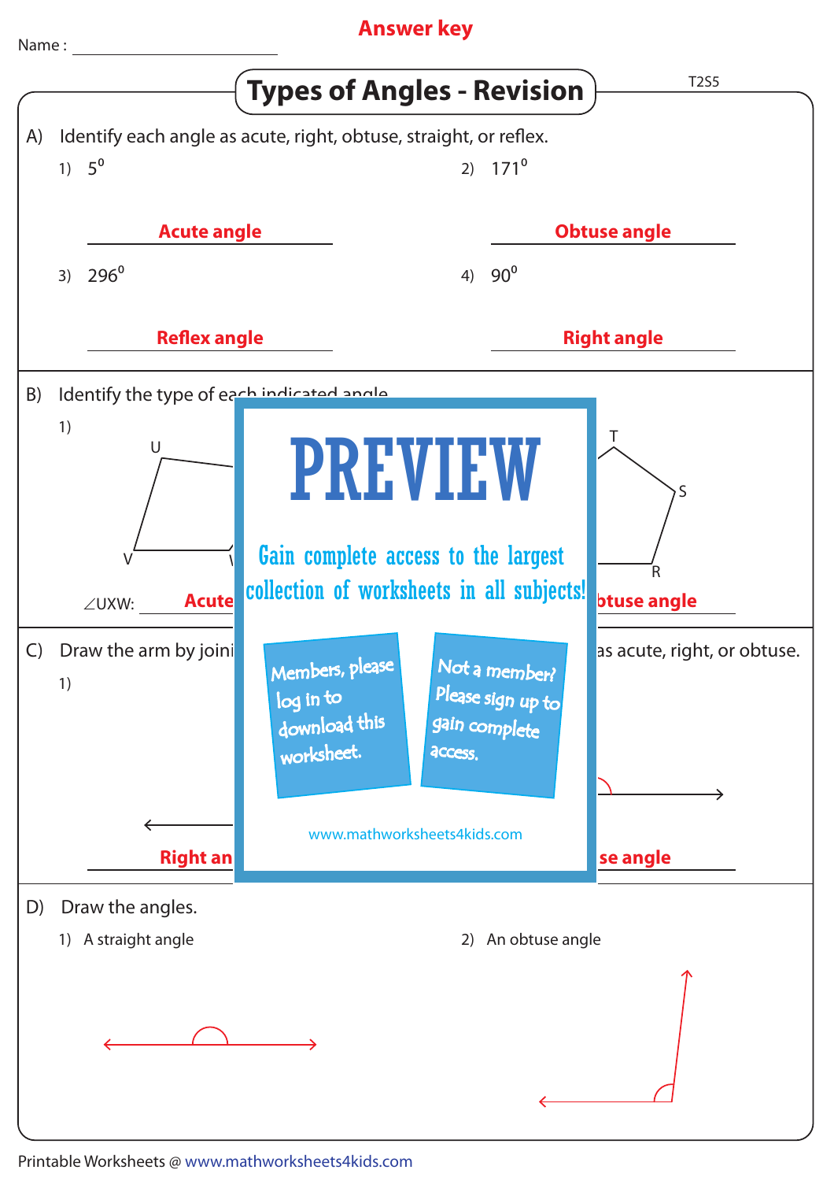**Answer key**

Name : ____________________

# Types of Angles - Revision

T2S5

A) Identify each angle as acute, right, obtuse, straight, or reflex.

1) $5^0$

**Acute angle**

2) $171^0$

**Obtuse angle**

3) $296^0$

**Reflex angle**

4) $90^0$

**Right angle**

B) Identify the type of each indicated angle.

1)

U

V

$\angle$UXW: **Acute**

T

S

R

**btuse angle**

C) Draw the arm by joini ... as acute, right, or obtuse.

1)

**Right an**

**se angle**

PREVIEW

Gain complete access to the largest collection of worksheets in all subjects!

Members, please log in to download this worksheet.

Not a member? Please sign up to gain complete access.

www.mathworksheets4kids.com

D) Draw the angles.

1) A straight angle

2) An obtuse angle

Printable Worksheets @ www.mathworksheets4kids.com